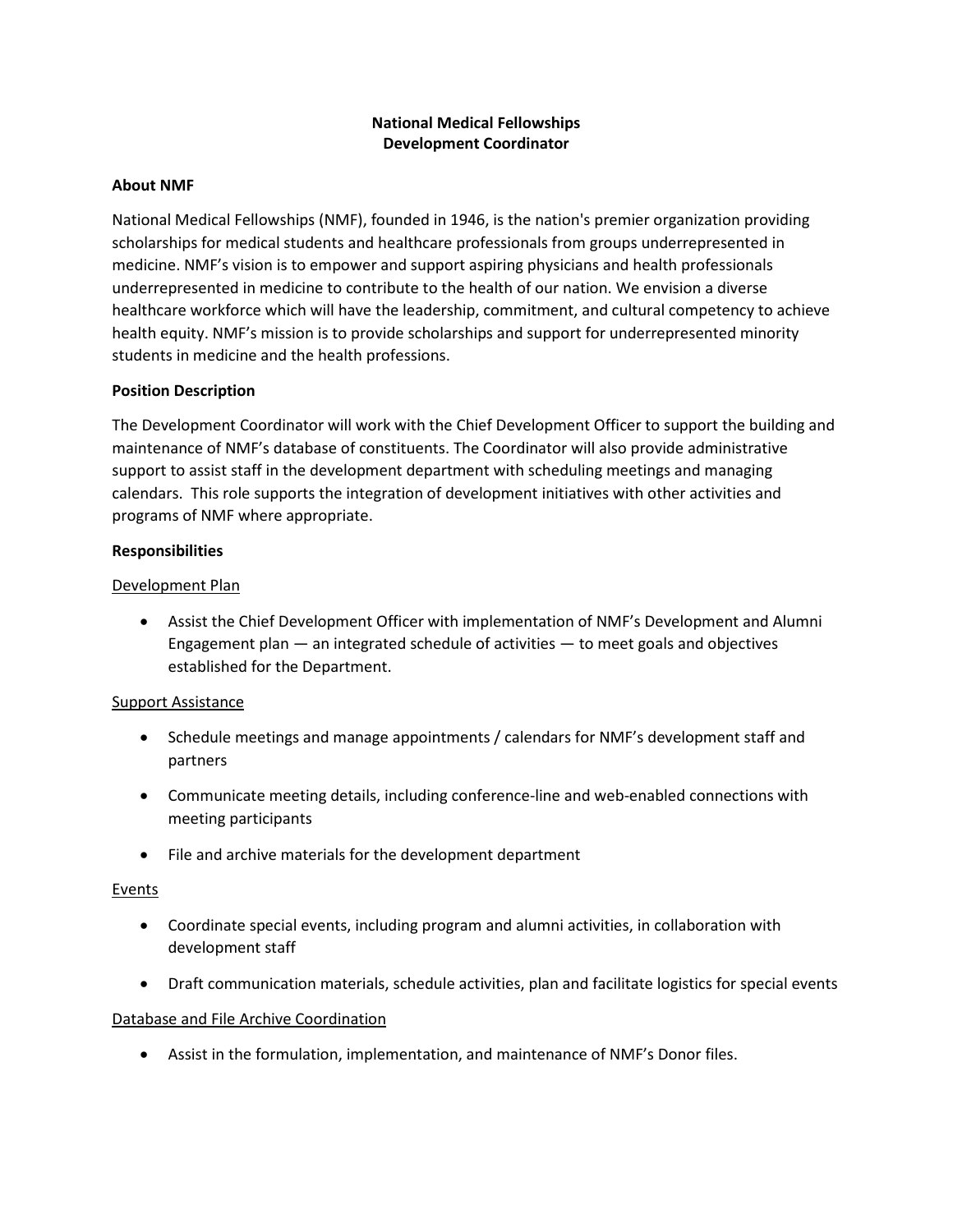**National Medical Fellowships**
**Development Coordinator**

## About NMF

National Medical Fellowships (NMF), founded in 1946, is the nation's premier organization providing scholarships for medical students and healthcare professionals from groups underrepresented in medicine. NMF's vision is to empower and support aspiring physicians and health professionals underrepresented in medicine to contribute to the health of our nation. We envision a diverse healthcare workforce which will have the leadership, commitment, and cultural competency to achieve health equity. NMF's mission is to provide scholarships and support for underrepresented minority students in medicine and the health professions.

## Position Description

The Development Coordinator will work with the Chief Development Officer to support the building and maintenance of NMF's database of constituents. The Coordinator will also provide administrative support to assist staff in the development department with scheduling meetings and managing calendars. This role supports the integration of development initiatives with other activities and programs of NMF where appropriate.

## Responsibilities

### Development Plan

- Assist the Chief Development Officer with implementation of NMF's Development and Alumni Engagement plan — an integrated schedule of activities — to meet goals and objectives established for the Department.

### Support Assistance

- Schedule meetings and manage appointments / calendars for NMF's development staff and partners
- Communicate meeting details, including conference-line and web-enabled connections with meeting participants
- File and archive materials for the development department

### Events

- Coordinate special events, including program and alumni activities, in collaboration with development staff
- Draft communication materials, schedule activities, plan and facilitate logistics for special events

### Database and File Archive Coordination

- Assist in the formulation, implementation, and maintenance of NMF's Donor files.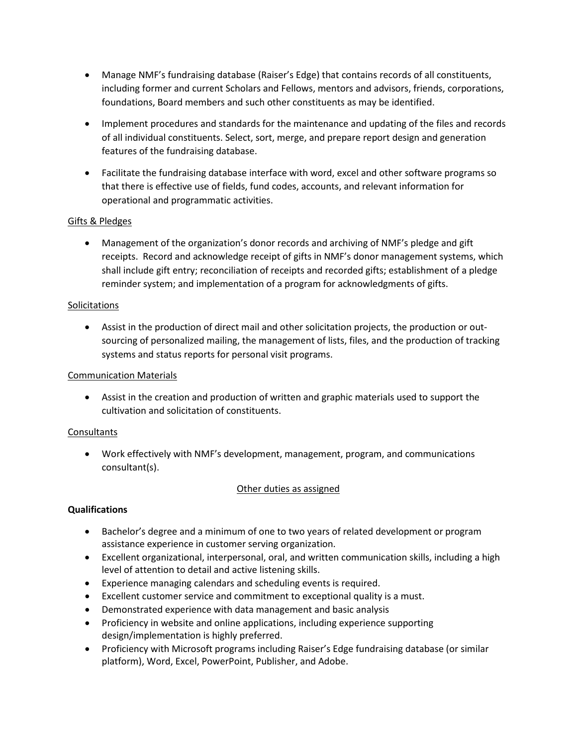- Manage NMF's fundraising database (Raiser's Edge) that contains records of all constituents, including former and current Scholars and Fellows, mentors and advisors, friends, corporations, foundations, Board members and such other constituents as may be identified.

- Implement procedures and standards for the maintenance and updating of the files and records of all individual constituents. Select, sort, merge, and prepare report design and generation features of the fundraising database.

- Facilitate the fundraising database interface with word, excel and other software programs so that there is effective use of fields, fund codes, accounts, and relevant information for operational and programmatic activities.

<u>Gifts & Pledges</u>

- Management of the organization's donor records and archiving of NMF's pledge and gift receipts. Record and acknowledge receipt of gifts in NMF's donor management systems, which shall include gift entry; reconciliation of receipts and recorded gifts; establishment of a pledge reminder system; and implementation of a program for acknowledgments of gifts.

<u>Solicitations</u>

- Assist in the production of direct mail and other solicitation projects, the production or out-sourcing of personalized mailing, the management of lists, files, and the production of tracking systems and status reports for personal visit programs.

<u>Communication Materials</u>

- Assist in the creation and production of written and graphic materials used to support the cultivation and solicitation of constituents.

<u>Consultants</u>

- Work effectively with NMF's development, management, program, and communications consultant(s).

<u>Other duties as assigned</u>

**Qualifications**

- Bachelor's degree and a minimum of one to two years of related development or program assistance experience in customer serving organization.
- Excellent organizational, interpersonal, oral, and written communication skills, including a high level of attention to detail and active listening skills.
- Experience managing calendars and scheduling events is required.
- Excellent customer service and commitment to exceptional quality is a must.
- Demonstrated experience with data management and basic analysis
- Proficiency in website and online applications, including experience supporting design/implementation is highly preferred.
- Proficiency with Microsoft programs including Raiser's Edge fundraising database (or similar platform), Word, Excel, PowerPoint, Publisher, and Adobe.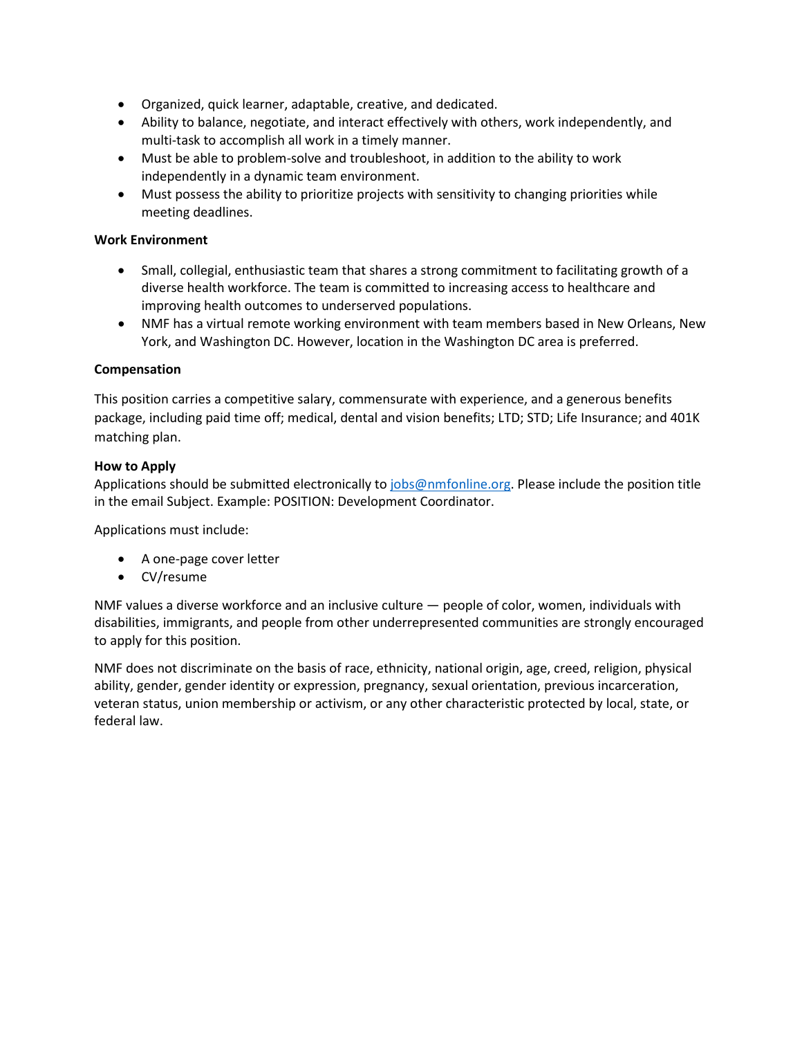- Organized, quick learner, adaptable, creative, and dedicated.
- Ability to balance, negotiate, and interact effectively with others, work independently, and multi-task to accomplish all work in a timely manner.
- Must be able to problem-solve and troubleshoot, in addition to the ability to work independently in a dynamic team environment.
- Must possess the ability to prioritize projects with sensitivity to changing priorities while meeting deadlines.

**Work Environment**

- Small, collegial, enthusiastic team that shares a strong commitment to facilitating growth of a diverse health workforce. The team is committed to increasing access to healthcare and improving health outcomes to underserved populations.
- NMF has a virtual remote working environment with team members based in New Orleans, New York, and Washington DC. However, location in the Washington DC area is preferred.

**Compensation**

This position carries a competitive salary, commensurate with experience, and a generous benefits package, including paid time off; medical, dental and vision benefits; LTD; STD; Life Insurance; and 401K matching plan.

**How to Apply**

Applications should be submitted electronically to jobs@nmfonline.org. Please include the position title in the email Subject. Example: POSITION: Development Coordinator.

Applications must include:

- A one-page cover letter
- CV/resume

NMF values a diverse workforce and an inclusive culture — people of color, women, individuals with disabilities, immigrants, and people from other underrepresented communities are strongly encouraged to apply for this position.

NMF does not discriminate on the basis of race, ethnicity, national origin, age, creed, religion, physical ability, gender, gender identity or expression, pregnancy, sexual orientation, previous incarceration, veteran status, union membership or activism, or any other characteristic protected by local, state, or federal law.